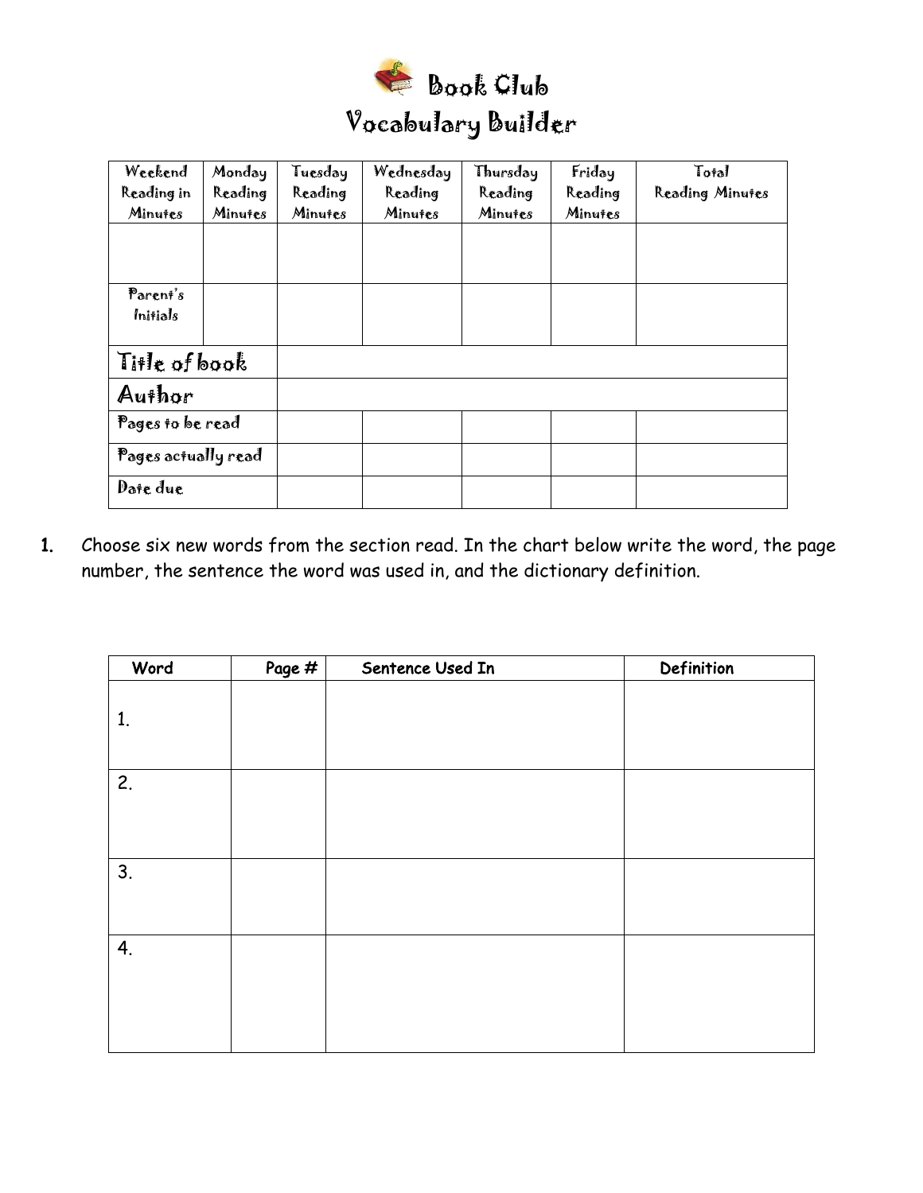# Book Club
## Vocabulary Builder

| Weekend Reading in Minutes | Monday Reading Minutes | Tuesday Reading Minutes | Wednesday Reading Minutes | Thursday Reading Minutes | Friday Reading Minutes | Total Reading Minutes |
|---|---|---|---|---|---|---|
| | | | | | | |
| Parent's Initials | | | | | | |
| **Title of book** | | | | | | |
| **Author** | | | | | | |
| Pages to be read | | | | | | |
| Pages actually read | | | | | | |
| Date due | | | | | | |

1. Choose six new words from the section read. In the chart below write the word, the page number, the sentence the word was used in, and the dictionary definition.

| Word | Page # | Sentence Used In | Definition |
|---|---|---|---|
| 1. | | | |
| 2. | | | |
| 3. | | | |
| 4. | | | |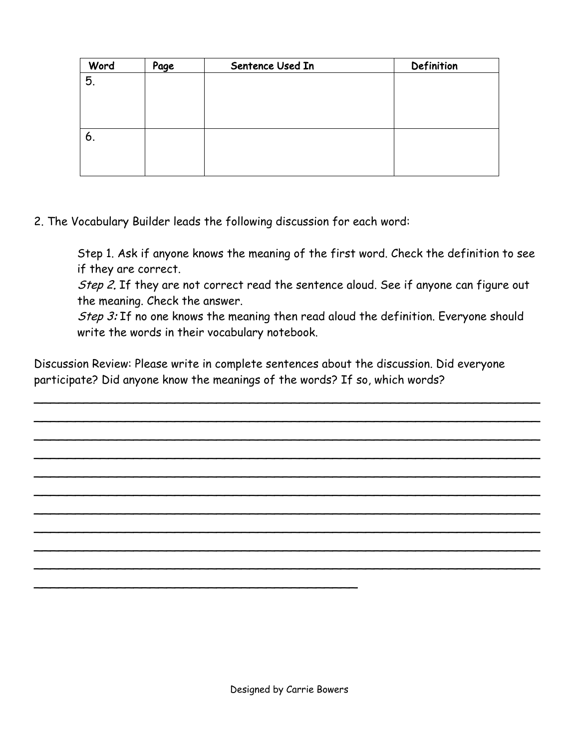| Word | Page | Sentence Used In | Definition |
|---|---|---|---|
| 5. | | | |
| 6. | | | |

2. The Vocabulary Builder leads the following discussion for each word:

> Step 1. Ask if anyone knows the meaning of the first word. Check the definition to see if they are correct.
> *Step 2.* If they are not correct read the sentence aloud. See if anyone can figure out the meaning. Check the answer.
> *Step 3:* If no one knows the meaning then read aloud the definition. Everyone should write the words in their vocabulary notebook.

Discussion Review: Please write in complete sentences about the discussion. Did everyone participate? Did anyone know the meanings of the words? If so, which words?

_______________________________________________________________________
_______________________________________________________________________
_______________________________________________________________________
_______________________________________________________________________
_______________________________________________________________________
_______________________________________________________________________
_______________________________________________________________________
_______________________________________________________________________
_______________________________________________________________________
_______________________________________________________________________
_____________________________________________

Designed by Carrie Bowers